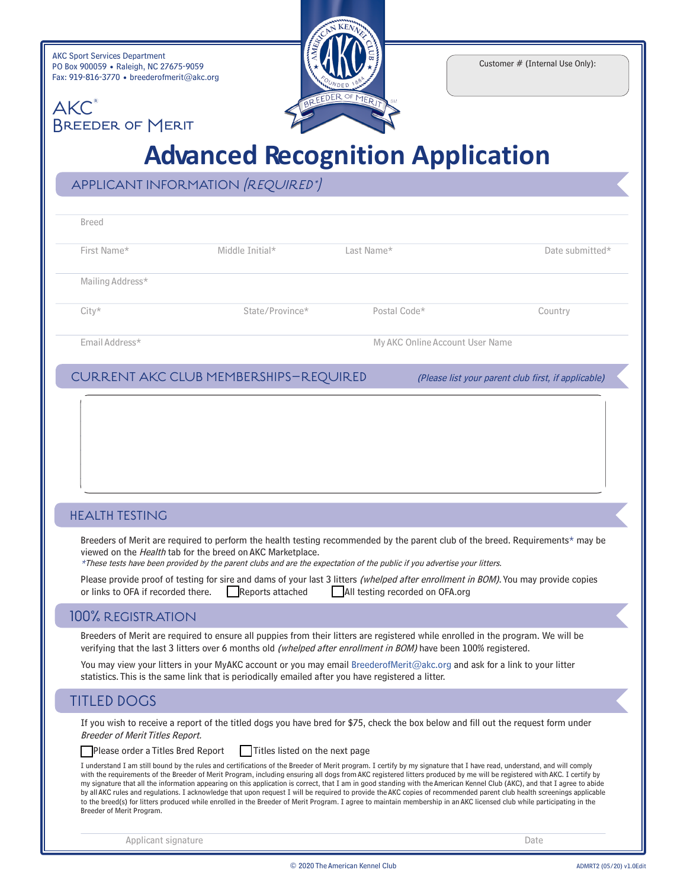AKC Sport Services Department
PO Box 900059 • Raleigh, NC 27675-9059
Fax: 919-816-3770 • breederofmerit@akc.org

AKC® Breeder of Merit

Customer # (Internal Use Only):

# Advanced Recognition Application

## APPLICANT INFORMATION *(REQUIRED*)*

Breed

First Name* | Middle Initial* | Last Name* | Date submitted*

Mailing Address*

City* | State/Province* | Postal Code* | Country

Email Address* | My AKC Online Account User Name

## CURRENT AKC CLUB MEMBERSHIPS—REQUIRED

*(Please list your parent club first, if applicable)*

## HEALTH TESTING

Breeders of Merit are required to perform the health testing recommended by the parent club of the breed. Requirements* may be viewed on the *Health* tab for the breed on AKC Marketplace.

*\*These tests have been provided by the parent clubs and are the expectation of the public if you advertise your litters.*

Please provide proof of testing for sire and dams of your last 3 litters *(whelped after enrollment in BOM)*. You may provide copies or links to OFA if recorded there. ☐ Reports attached ☐ All testing recorded on OFA.org

## 100% REGISTRATION

Breeders of Merit are required to ensure all puppies from their litters are registered while enrolled in the program. We will be verifying that the last 3 litters over 6 months old *(whelped after enrollment in BOM)* have been 100% registered.

You may view your litters in your MyAKC account or you may email BreederofMerit@akc.org and ask for a link to your litter statistics. This is the same link that is periodically emailed after you have registered a litter.

## TITLED DOGS

If you wish to receive a report of the titled dogs you have bred for $75, check the box below and fill out the request form under *Breeder of Merit Titles Report.*

☐ Please order a Titles Bred Report ☐ Titles listed on the next page

I understand I am still bound by the rules and certifications of the Breeder of Merit program. I certify by my signature that I have read, understand, and will comply with the requirements of the Breeder of Merit Program, including ensuring all dogs from AKC registered litters produced by me will be registered with AKC. I certify by my signature that all the information appearing on this application is correct, that I am in good standing with the American Kennel Club (AKC), and that I agree to abide by all AKC rules and regulations. I acknowledge that upon request I will be required to provide the AKC copies of recommended parent club health screenings applicable to the breed(s) for litters produced while enrolled in the Breeder of Merit Program. I agree to maintain membership in an AKC licensed club while participating in the Breeder of Merit Program.

Applicant signature | Date

© 2020 The American Kennel Club ADMRT2 (05/20) v1.0Edit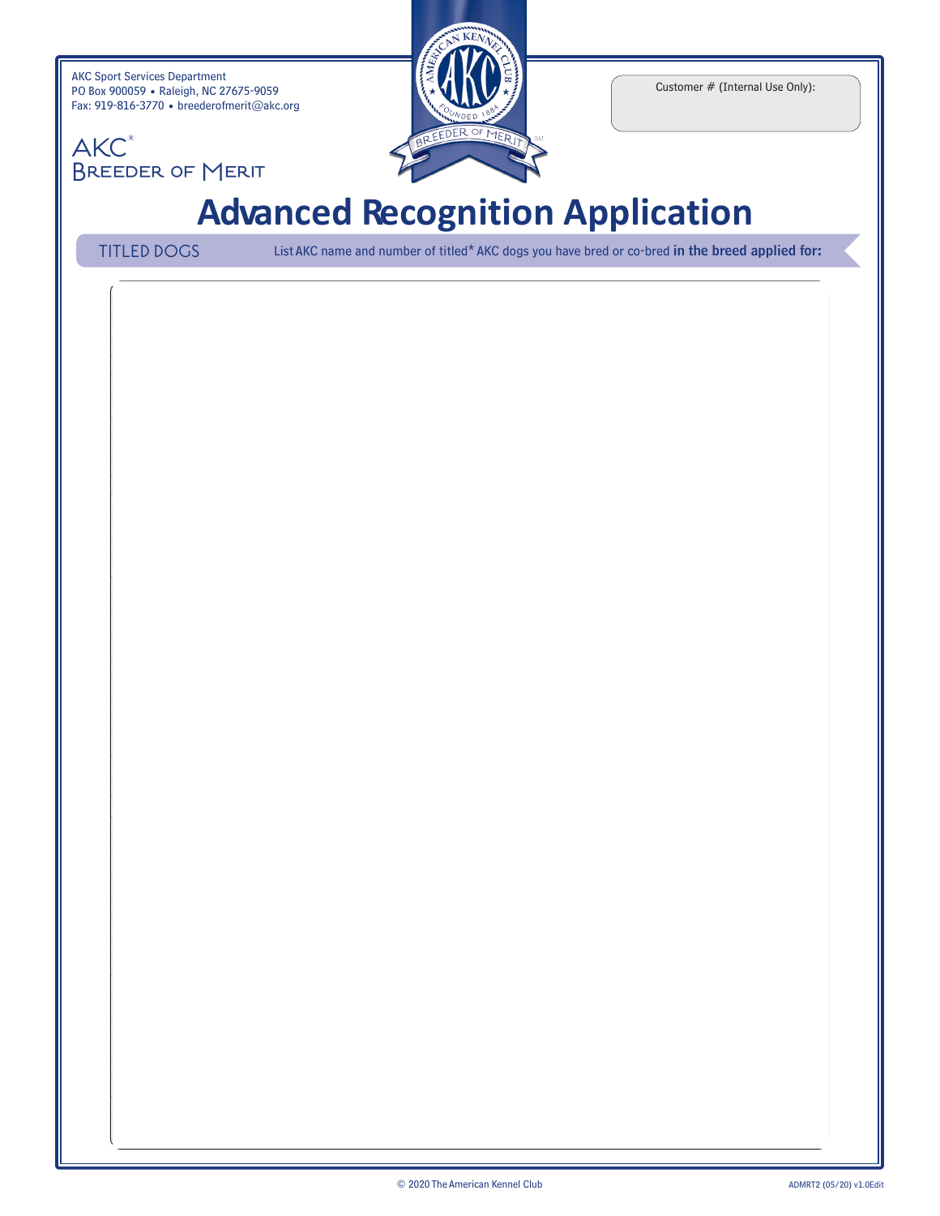AKC Sport Services Department
PO Box 900059 • Raleigh, NC 27675-9059
Fax: 919-816-3770 • breederofmerit@akc.org

AKC® BREEDER OF MERIT

Customer # (Internal Use Only):

# Advanced Recognition Application

## TITLED DOGS

List AKC name and number of titled* AKC dogs you have bred or co-bred **in the breed applied for:**

© 2020 The American Kennel Club

ADMRT2 (05/20) v1.0Edit